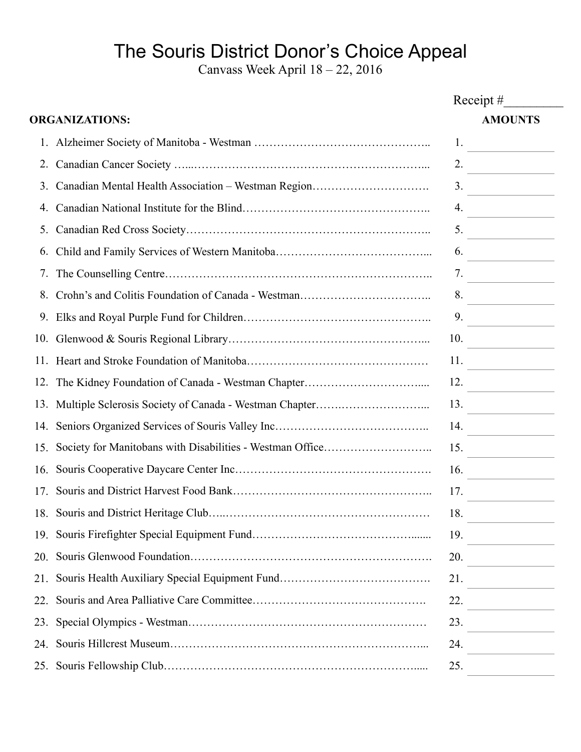# The Souris District Donor's Choice Appeal

Canvass Week April 18 – 22, 2016

Receipt #\_\_\_\_\_\_\_\_\_

| ORGANIZATIONS: | AMOUNTS |
|---|---|
| 1. Alzheimer Society of Manitoba - Westman | 1. |
| 2. Canadian Cancer Society | 2. |
| 3. Canadian Mental Health Association – Westman Region | 3. |
| 4. Canadian National Institute for the Blind | 4. |
| 5. Canadian Red Cross Society | 5. |
| 6. Child and Family Services of Western Manitoba | 6. |
| 7. The Counselling Centre | 7. |
| 8. Crohn's and Colitis Foundation of Canada - Westman | 8. |
| 9. Elks and Royal Purple Fund for Children | 9. |
| 10. Glenwood & Souris Regional Library | 10. |
| 11. Heart and Stroke Foundation of Manitoba | 11. |
| 12. The Kidney Foundation of Canada - Westman Chapter | 12. |
| 13. Multiple Sclerosis Society of Canada - Westman Chapter | 13. |
| 14. Seniors Organized Services of Souris Valley Inc | 14. |
| 15. Society for Manitobans with Disabilities - Westman Office | 15. |
| 16. Souris Cooperative Daycare Center Inc | 16. |
| 17. Souris and District Harvest Food Bank | 17. |
| 18. Souris and District Heritage Club | 18. |
| 19. Souris Firefighter Special Equipment Fund | 19. |
| 20. Souris Glenwood Foundation | 20. |
| 21. Souris Health Auxiliary Special Equipment Fund | 21. |
| 22. Souris and Area Palliative Care Committee | 22. |
| 23. Special Olympics - Westman | 23. |
| 24. Souris Hillcrest Museum | 24. |
| 25. Souris Fellowship Club | 25. |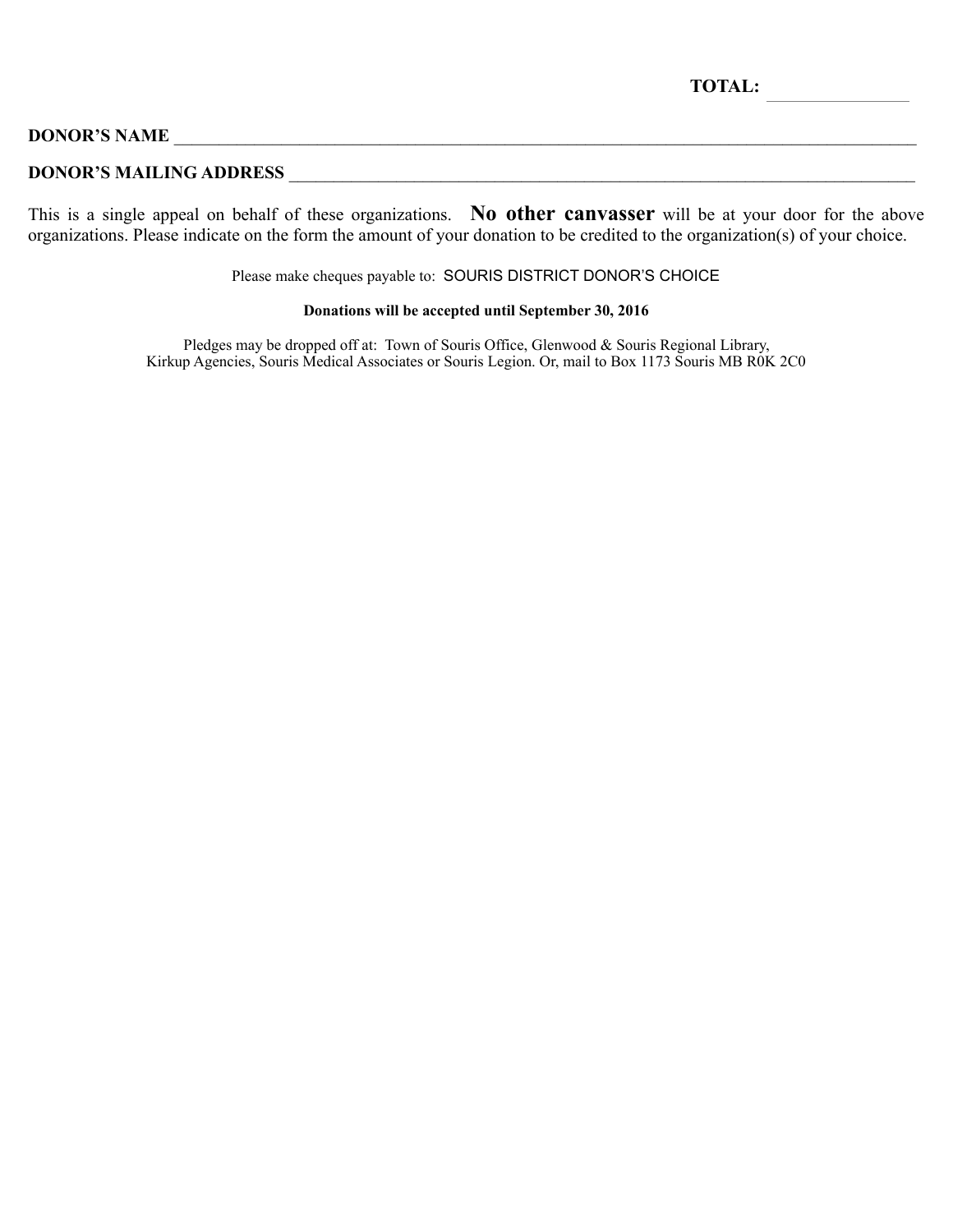**TOTAL:** ________________

**DONOR'S NAME** ____________________________________________________________________________________

**DONOR'S MAILING ADDRESS** ______________________________________________________________________

This is a single appeal on behalf of these organizations. **No other canvasser** will be at your door for the above organizations. Please indicate on the form the amount of your donation to be credited to the organization(s) of your choice.

Please make cheques payable to: SOURIS DISTRICT DONOR'S CHOICE

**Donations will be accepted until September 30, 2016**

Pledges may be dropped off at: Town of Souris Office, Glenwood & Souris Regional Library, Kirkup Agencies, Souris Medical Associates or Souris Legion. Or, mail to Box 1173 Souris MB R0K 2C0